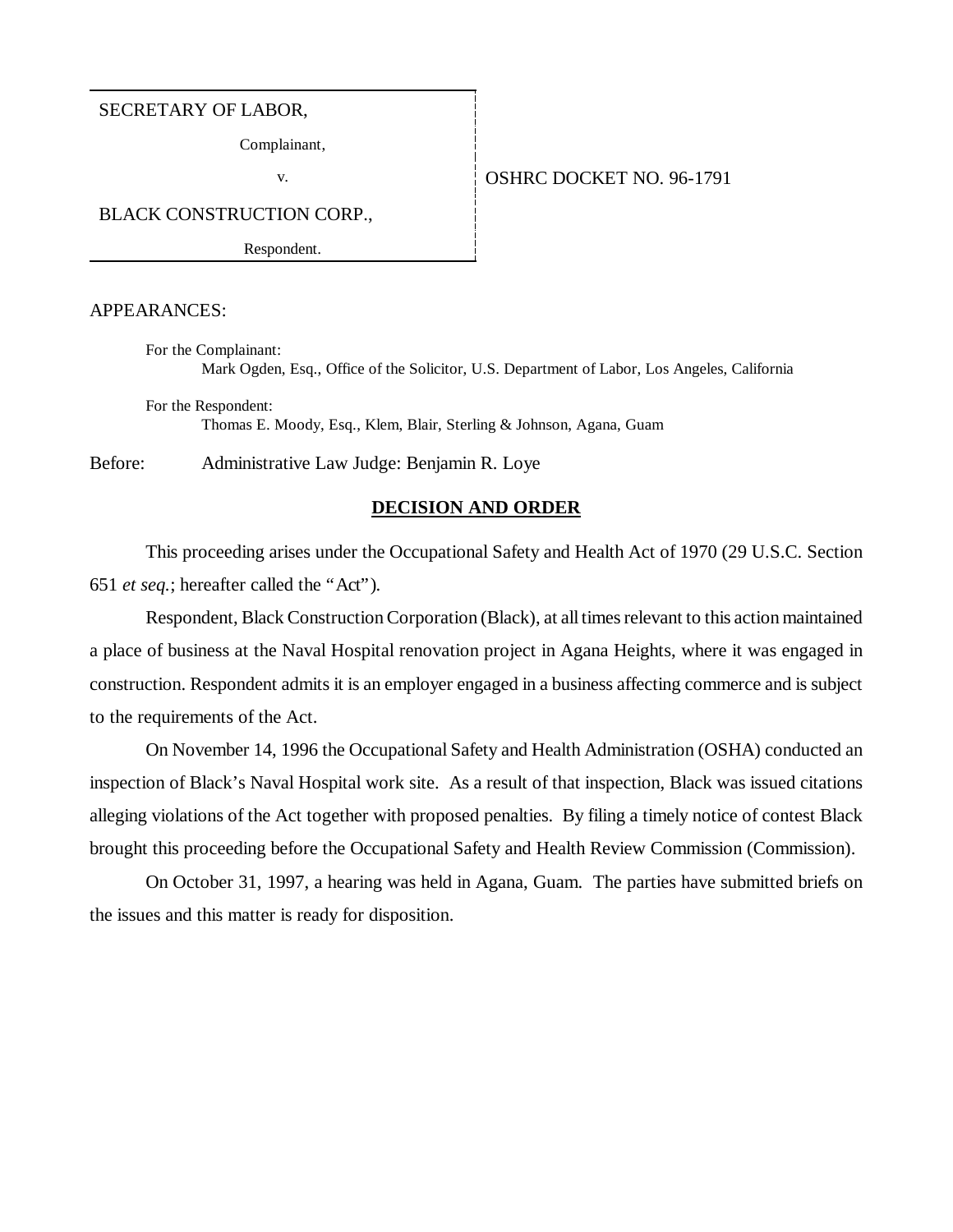SECRETARY OF LABOR,

Complainant,

v.

BLACK CONSTRUCTION CORP.,

Respondent.

OSHRC DOCKET NO. 96-1791

APPEARANCES:

For the Complainant:
Mark Ogden, Esq., Office of the Solicitor, U.S. Department of Labor, Los Angeles, California

For the Respondent:
Thomas E. Moody, Esq., Klem, Blair, Sterling & Johnson, Agana, Guam

Before: Administrative Law Judge: Benjamin R. Loye

## DECISION AND ORDER

This proceeding arises under the Occupational Safety and Health Act of 1970 (29 U.S.C. Section 651 *et seq.*; hereafter called the "Act").

Respondent, Black Construction Corporation (Black), at all times relevant to this action maintained a place of business at the Naval Hospital renovation project in Agana Heights, where it was engaged in construction. Respondent admits it is an employer engaged in a business affecting commerce and is subject to the requirements of the Act.

On November 14, 1996 the Occupational Safety and Health Administration (OSHA) conducted an inspection of Black's Naval Hospital work site. As a result of that inspection, Black was issued citations alleging violations of the Act together with proposed penalties. By filing a timely notice of contest Black brought this proceeding before the Occupational Safety and Health Review Commission (Commission).

On October 31, 1997, a hearing was held in Agana, Guam. The parties have submitted briefs on the issues and this matter is ready for disposition.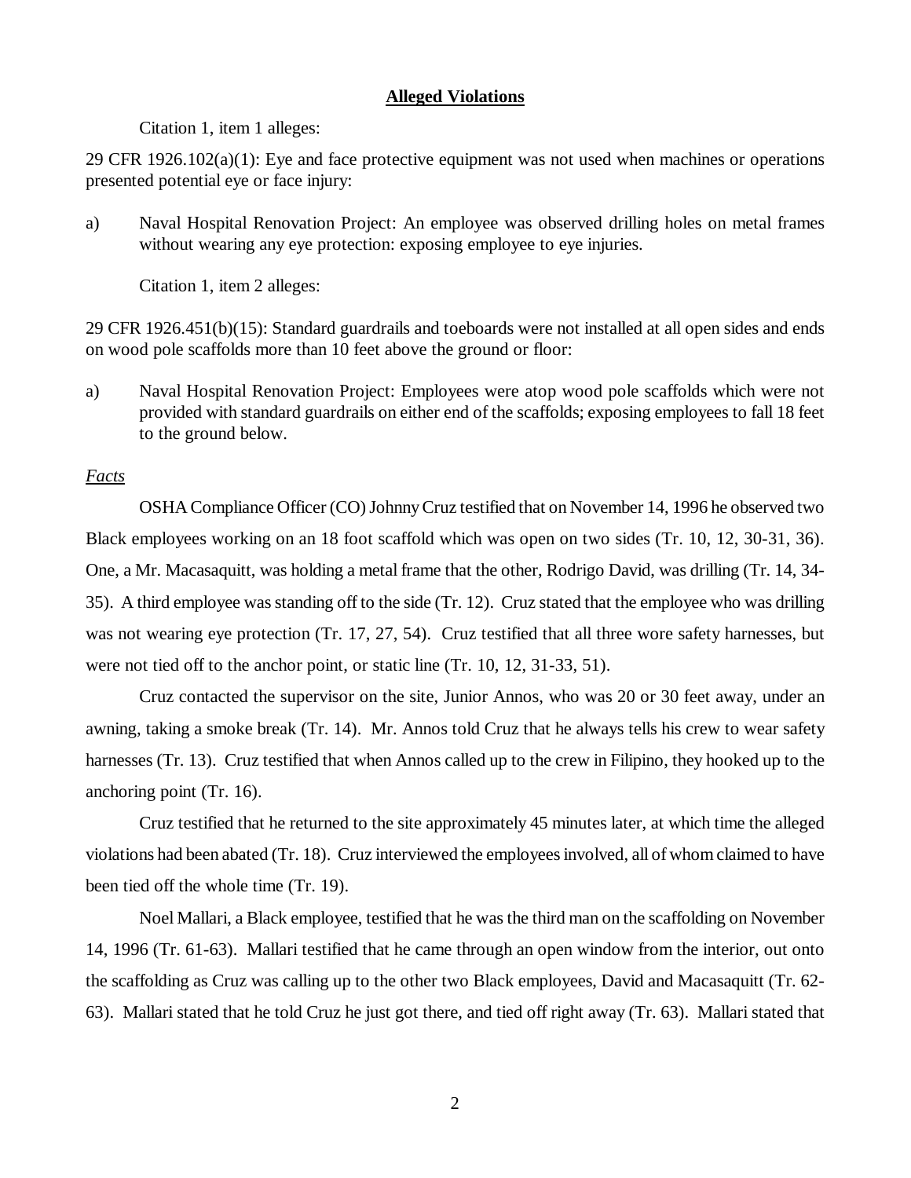**Alleged Violations**

Citation 1, item 1 alleges:

29 CFR 1926.102(a)(1): Eye and face protective equipment was not used when machines or operations presented potential eye or face injury:

a) Naval Hospital Renovation Project: An employee was observed drilling holes on metal frames without wearing any eye protection: exposing employee to eye injuries.

Citation 1, item 2 alleges:

29 CFR 1926.451(b)(15): Standard guardrails and toeboards were not installed at all open sides and ends on wood pole scaffolds more than 10 feet above the ground or floor:

a) Naval Hospital Renovation Project: Employees were atop wood pole scaffolds which were not provided with standard guardrails on either end of the scaffolds; exposing employees to fall 18 feet to the ground below.

*Facts*

OSHA Compliance Officer (CO) Johnny Cruz testified that on November 14, 1996 he observed two Black employees working on an 18 foot scaffold which was open on two sides (Tr. 10, 12, 30-31, 36). One, a Mr. Macasaquitt, was holding a metal frame that the other, Rodrigo David, was drilling (Tr. 14, 34-35). A third employee was standing off to the side (Tr. 12). Cruz stated that the employee who was drilling was not wearing eye protection (Tr. 17, 27, 54). Cruz testified that all three wore safety harnesses, but were not tied off to the anchor point, or static line (Tr. 10, 12, 31-33, 51).

Cruz contacted the supervisor on the site, Junior Annos, who was 20 or 30 feet away, under an awning, taking a smoke break (Tr. 14). Mr. Annos told Cruz that he always tells his crew to wear safety harnesses (Tr. 13). Cruz testified that when Annos called up to the crew in Filipino, they hooked up to the anchoring point (Tr. 16).

Cruz testified that he returned to the site approximately 45 minutes later, at which time the alleged violations had been abated (Tr. 18). Cruz interviewed the employees involved, all of whom claimed to have been tied off the whole time (Tr. 19).

Noel Mallari, a Black employee, testified that he was the third man on the scaffolding on November 14, 1996 (Tr. 61-63). Mallari testified that he came through an open window from the interior, out onto the scaffolding as Cruz was calling up to the other two Black employees, David and Macasaquitt (Tr. 62-63). Mallari stated that he told Cruz he just got there, and tied off right away (Tr. 63). Mallari stated that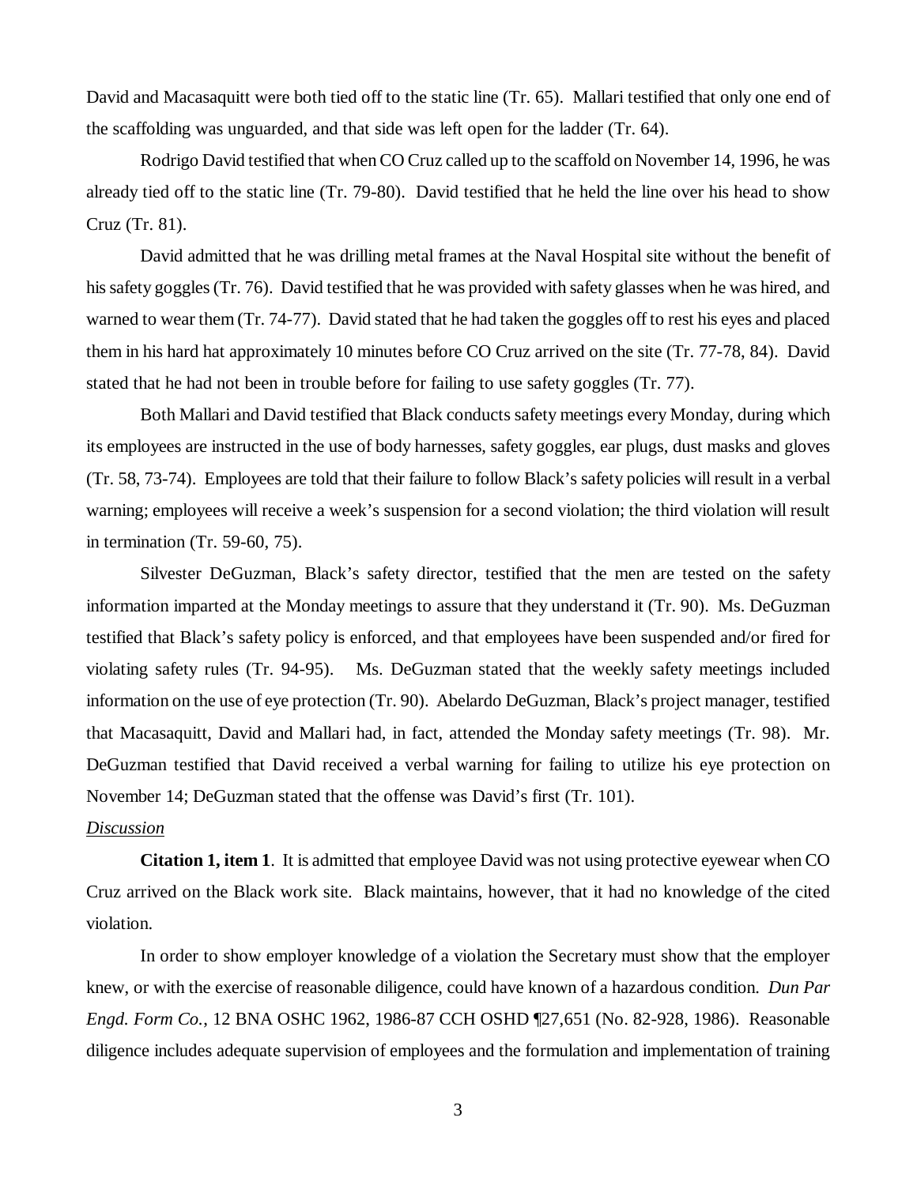David and Macasaquitt were both tied off to the static line (Tr. 65). Mallari testified that only one end of the scaffolding was unguarded, and that side was left open for the ladder (Tr. 64).

Rodrigo David testified that when CO Cruz called up to the scaffold on November 14, 1996, he was already tied off to the static line (Tr. 79-80). David testified that he held the line over his head to show Cruz (Tr. 81).

David admitted that he was drilling metal frames at the Naval Hospital site without the benefit of his safety goggles (Tr. 76). David testified that he was provided with safety glasses when he was hired, and warned to wear them (Tr. 74-77). David stated that he had taken the goggles off to rest his eyes and placed them in his hard hat approximately 10 minutes before CO Cruz arrived on the site (Tr. 77-78, 84). David stated that he had not been in trouble before for failing to use safety goggles (Tr. 77).

Both Mallari and David testified that Black conducts safety meetings every Monday, during which its employees are instructed in the use of body harnesses, safety goggles, ear plugs, dust masks and gloves (Tr. 58, 73-74). Employees are told that their failure to follow Black's safety policies will result in a verbal warning; employees will receive a week's suspension for a second violation; the third violation will result in termination (Tr. 59-60, 75).

Silvester DeGuzman, Black's safety director, testified that the men are tested on the safety information imparted at the Monday meetings to assure that they understand it (Tr. 90). Ms. DeGuzman testified that Black's safety policy is enforced, and that employees have been suspended and/or fired for violating safety rules (Tr. 94-95). Ms. DeGuzman stated that the weekly safety meetings included information on the use of eye protection (Tr. 90). Abelardo DeGuzman, Black's project manager, testified that Macasaquitt, David and Mallari had, in fact, attended the Monday safety meetings (Tr. 98). Mr. DeGuzman testified that David received a verbal warning for failing to utilize his eye protection on November 14; DeGuzman stated that the offense was David's first (Tr. 101).

*Discussion*

**Citation 1, item 1**. It is admitted that employee David was not using protective eyewear when CO Cruz arrived on the Black work site. Black maintains, however, that it had no knowledge of the cited violation.

In order to show employer knowledge of a violation the Secretary must show that the employer knew, or with the exercise of reasonable diligence, could have known of a hazardous condition. *Dun Par Engd. Form Co.*, 12 BNA OSHC 1962, 1986-87 CCH OSHD ¶27,651 (No. 82-928, 1986). Reasonable diligence includes adequate supervision of employees and the formulation and implementation of training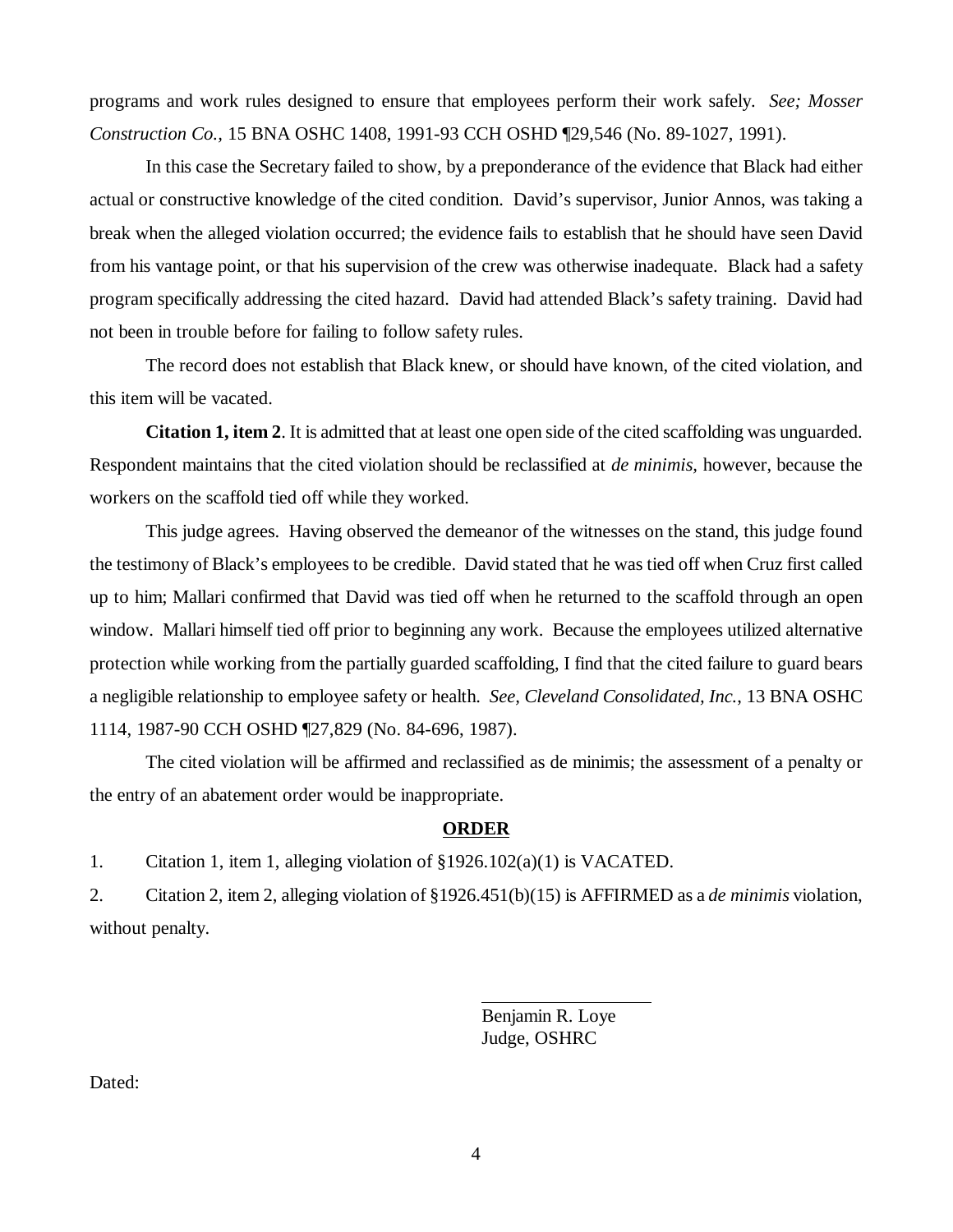programs and work rules designed to ensure that employees perform their work safely. *See; Mosser Construction Co.,* 15 BNA OSHC 1408, 1991-93 CCH OSHD ¶29,546 (No. 89-1027, 1991).

In this case the Secretary failed to show, by a preponderance of the evidence that Black had either actual or constructive knowledge of the cited condition. David's supervisor, Junior Annos, was taking a break when the alleged violation occurred; the evidence fails to establish that he should have seen David from his vantage point, or that his supervision of the crew was otherwise inadequate. Black had a safety program specifically addressing the cited hazard. David had attended Black's safety training. David had not been in trouble before for failing to follow safety rules.

The record does not establish that Black knew, or should have known, of the cited violation, and this item will be vacated.

**Citation 1, item 2**. It is admitted that at least one open side of the cited scaffolding was unguarded. Respondent maintains that the cited violation should be reclassified at *de minimis,* however, because the workers on the scaffold tied off while they worked.

This judge agrees. Having observed the demeanor of the witnesses on the stand, this judge found the testimony of Black's employees to be credible. David stated that he was tied off when Cruz first called up to him; Mallari confirmed that David was tied off when he returned to the scaffold through an open window. Mallari himself tied off prior to beginning any work. Because the employees utilized alternative protection while working from the partially guarded scaffolding, I find that the cited failure to guard bears a negligible relationship to employee safety or health. *See, Cleveland Consolidated, Inc.,* 13 BNA OSHC 1114, 1987-90 CCH OSHD ¶27,829 (No. 84-696, 1987).

The cited violation will be affirmed and reclassified as de minimis; the assessment of a penalty or the entry of an abatement order would be inappropriate.

## ORDER

1. Citation 1, item 1, alleging violation of §1926.102(a)(1) is VACATED.
2. Citation 2, item 2, alleging violation of §1926.451(b)(15) is AFFIRMED as a *de minimis* violation, without penalty.

Benjamin R. Loye
Judge, OSHRC

Dated: